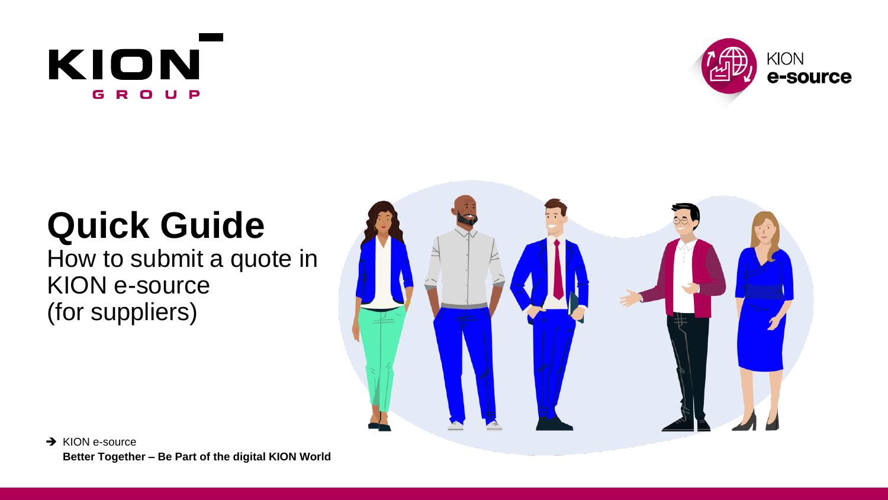# Quick Guide

How to submit a quote in KION e-source (for suppliers)

➔ KION e-source

**Better Together – Be Part of the digital KION World**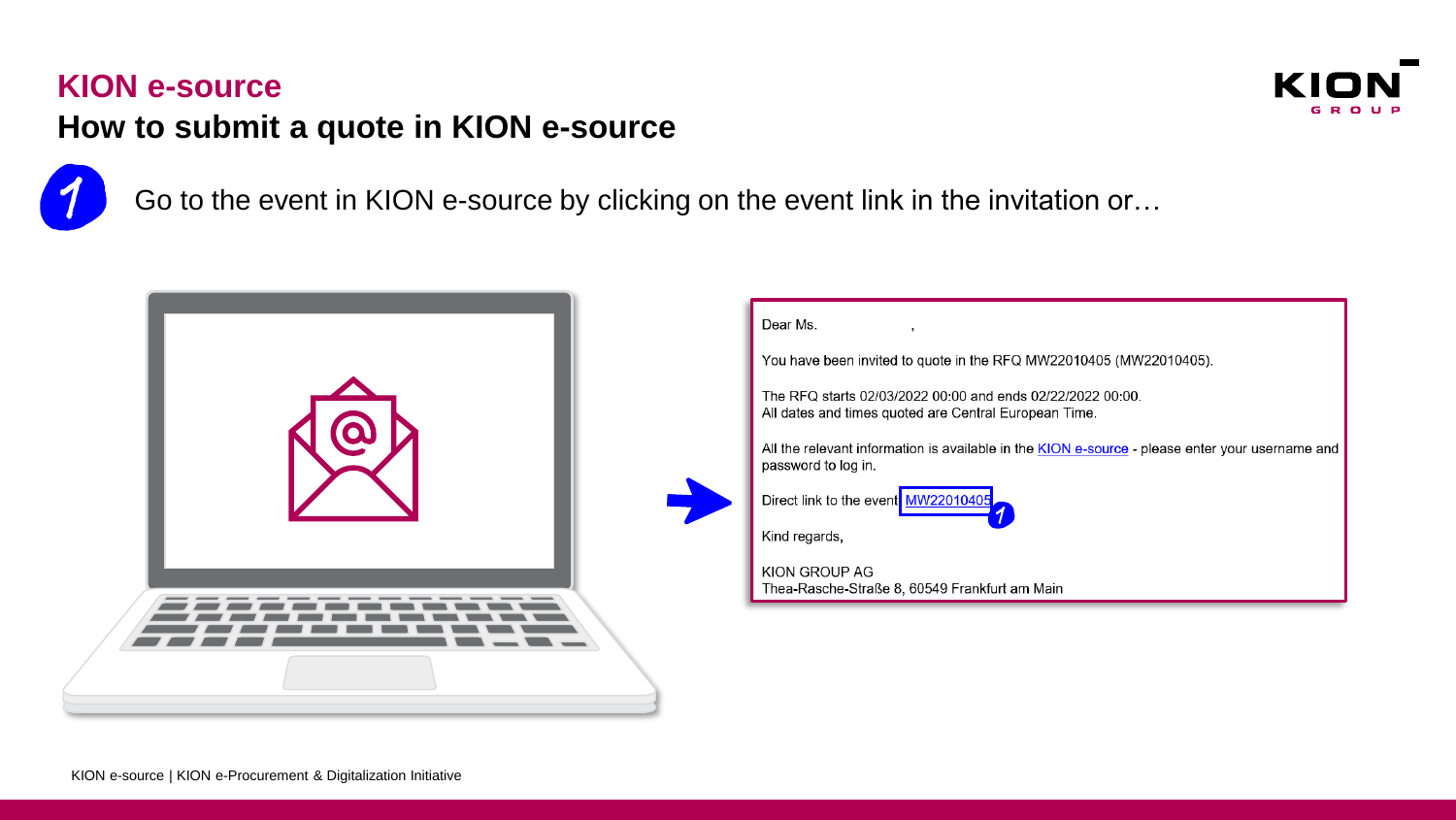## KION e-source

# How to submit a quote in KION e-source

1 Go to the event in KION e-source by clicking on the event link in the invitation or…

Dear Ms. ,

You have been invited to quote in the RFQ MW22010405 (MW22010405).

The RFQ starts 02/03/2022 00:00 and ends 02/22/2022 00:00.
All dates and times quoted are Central European Time.

All the relevant information is available in the KION e-source - please enter your username and password to log in.

Direct link to the event: MW22010405 1

Kind regards,

KION GROUP AG
Thea-Rasche-Straße 8, 60549 Frankfurt am Main

KION e-source | KION e-Procurement & Digitalization Initiative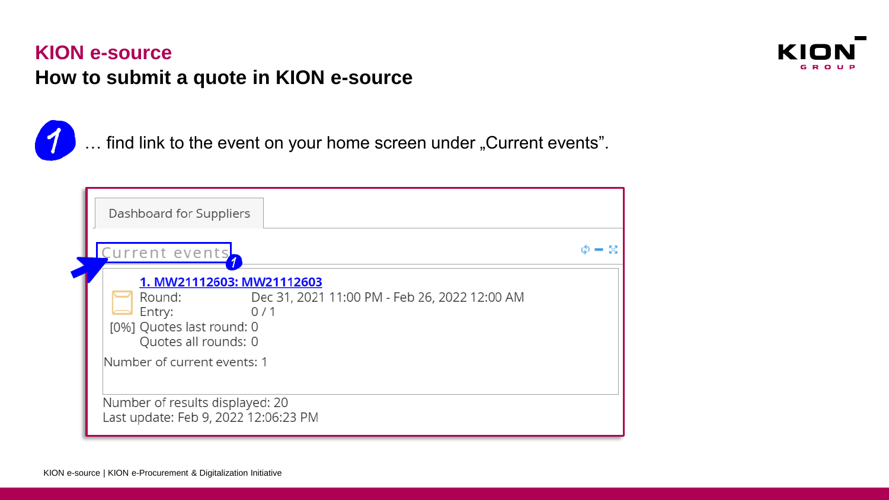# KION e-source

## How to submit a quote in KION e-source

1 … find link to the event on your home screen under „Current events".

Dashboard for Suppliers

Current events

**1. MW21112603: MW21112603**

Round: Dec 31, 2021 11:00 PM - Feb 26, 2022 12:00 AM

Entry: 0 / 1

[0%] Quotes last round: 0

Quotes all rounds: 0

Number of current events: 1

Number of results displayed: 20

Last update: Feb 9, 2022 12:06:23 PM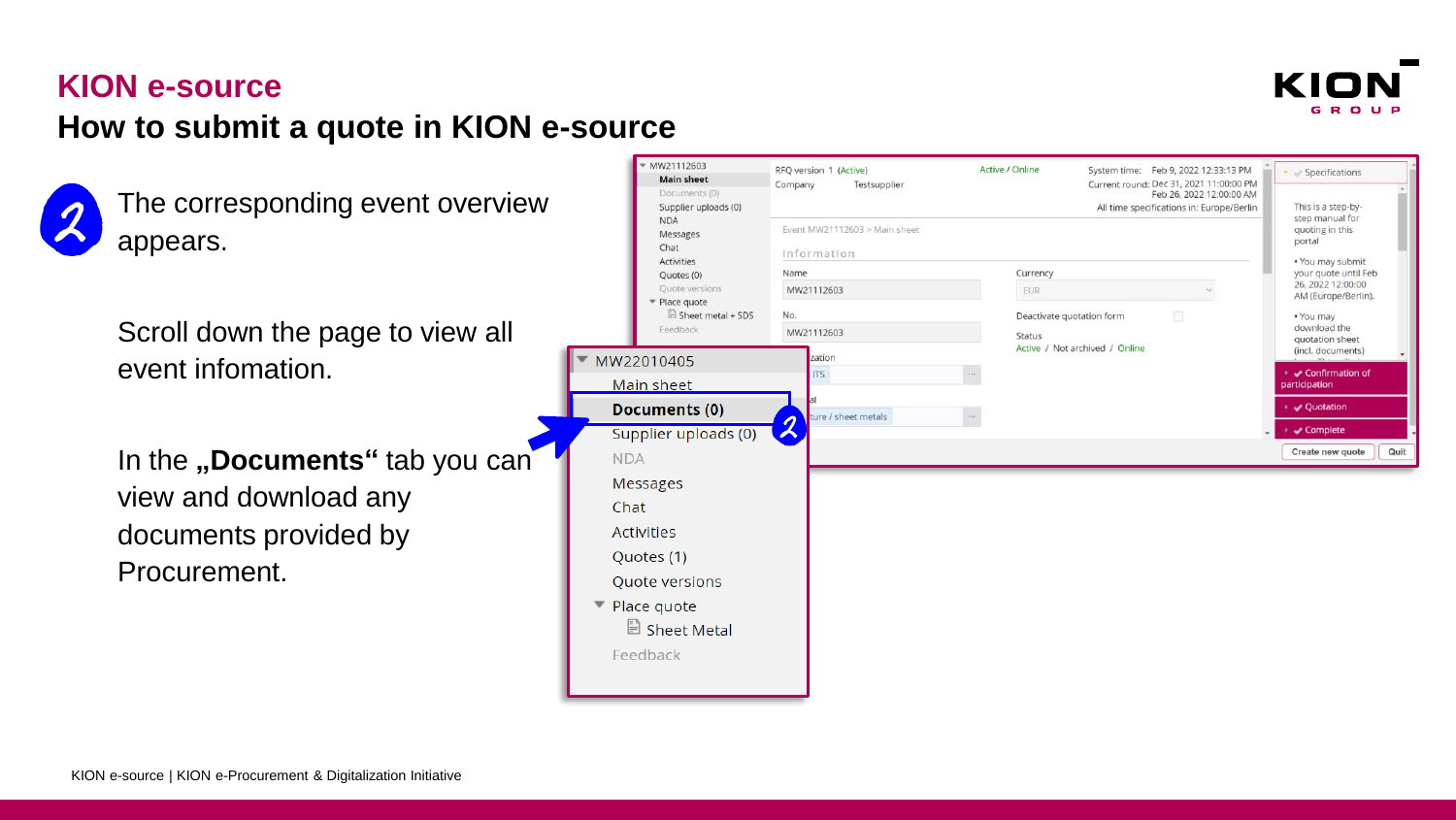# KION e-source

## How to submit a quote in KION e-source

2

The corresponding event overview appears.

Scroll down the page to view all event infomation.

In the **„Documents“** tab you can view and download any documents provided by Procurement.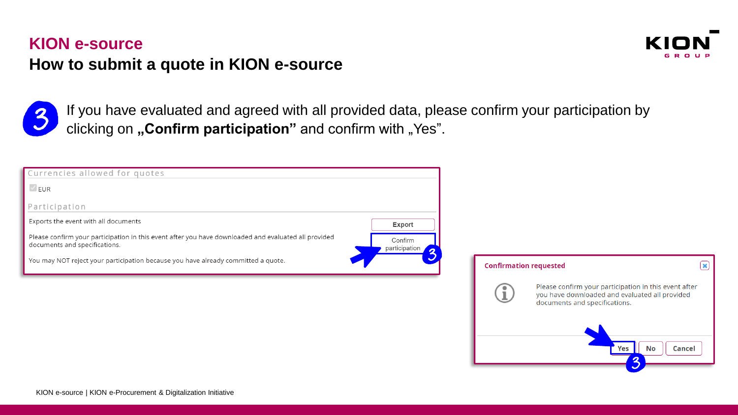# KION e-source

## How to submit a quote in KION e-source

3 If you have evaluated and agreed with all provided data, please confirm your participation by clicking on **„Confirm participation"** and confirm with „Yes".

Currencies allowed for quotes

EUR

Participation

Exports the event with all documents — Export

Please confirm your participation in this event after you have downloaded and evaluated all provided documents and specifications. — Confirm participation

You may NOT reject your participation because you have already committed a quote.

**Confirmation requested**

Please confirm your participation in this event after you have downloaded and evaluated all provided documents and specifications.

Yes | No | Cancel

KION e-source | KION e-Procurement & Digitalization Initiative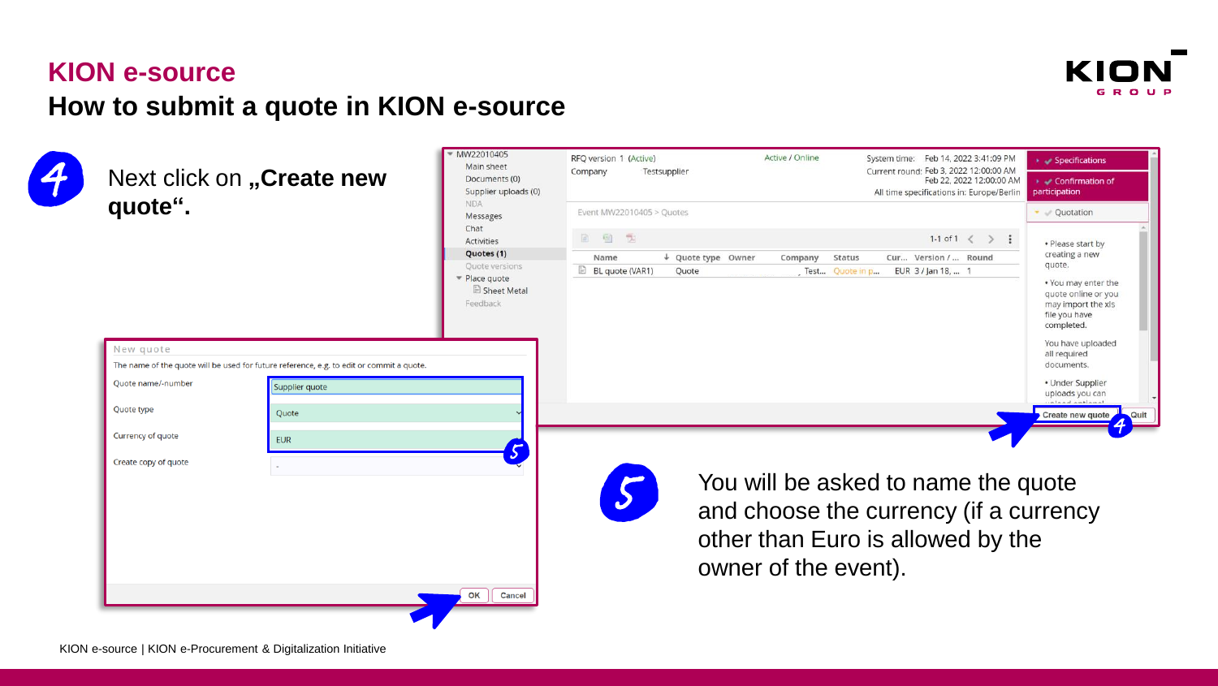# KION e-source

## How to submit a quote in KION e-source

**4** Next click on „**Create new quote**“.

**5** You will be asked to name the quote and choose the currency (if a currency other than Euro is allowed by the owner of the event).

KION e-source | KION e-Procurement & Digitalization Initiative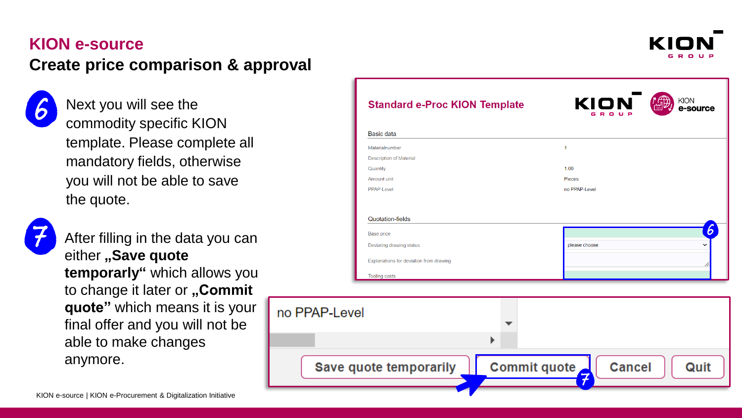# KION e-source

## Create price comparison & approval

6. Next you will see the commodity specific KION template. Please complete all mandatory fields, otherwise you will not be able to save the quote.

7. After filling in the data you can either **„Save quote temporarly“** which allows you to change it later or **„Commit quote”** which means it is your final offer and you will not be able to make changes anymore.

**Standard e-Proc KION Template**

Basic data

| | |
|---|---|
| Materialnumber | 1 |
| Description of Material | |
| Quantity | 1.00 |
| Amount unit | Pieces |
| PPAP-Level | no PPAP-Level |

Quotation-fields

| | |
|---|---|
| Base price | |
| Deviating drawing status | please choose |
| Explanations for deviation from drawing | |
| Tooling costs | |

no PPAP-Level

Save quote temporarily | Commit quote | Cancel | Quit

KION e-source | KION e-Procurement & Digitalization Initiative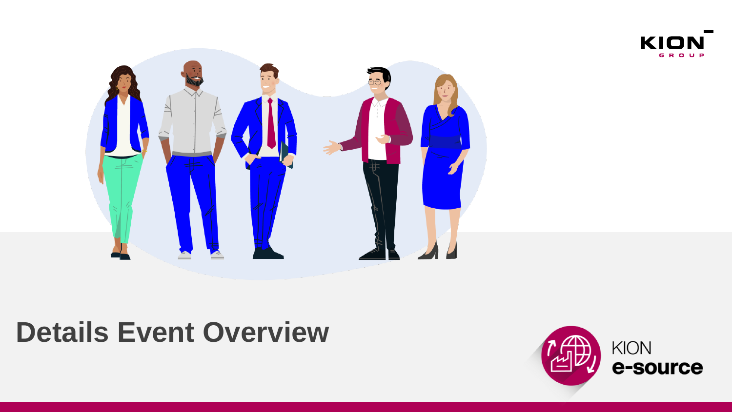# Details Event Overview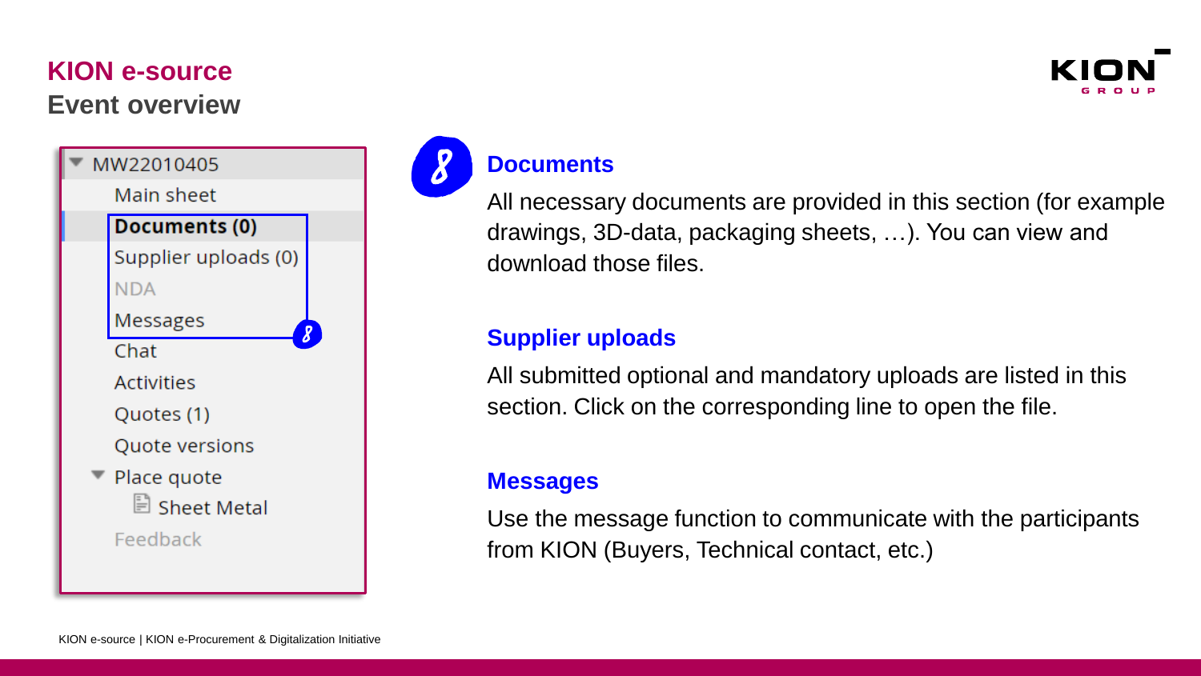# KION e-source

## Event overview

- MW22010405
  - Main sheet
  - **Documents (0)**
  - Supplier uploads (0)
  - NDA
  - Messages
  - Chat
  - Activities
  - Quotes (1)
  - Quote versions
  - Place quote
    - Sheet Metal
  - Feedback

8

### Documents

All necessary documents are provided in this section (for example drawings, 3D-data, packaging sheets, …). You can view and download those files.

### Supplier uploads

All submitted optional and mandatory uploads are listed in this section. Click on the corresponding line to open the file.

### Messages

Use the message function to communicate with the participants from KION (Buyers, Technical contact, etc.)